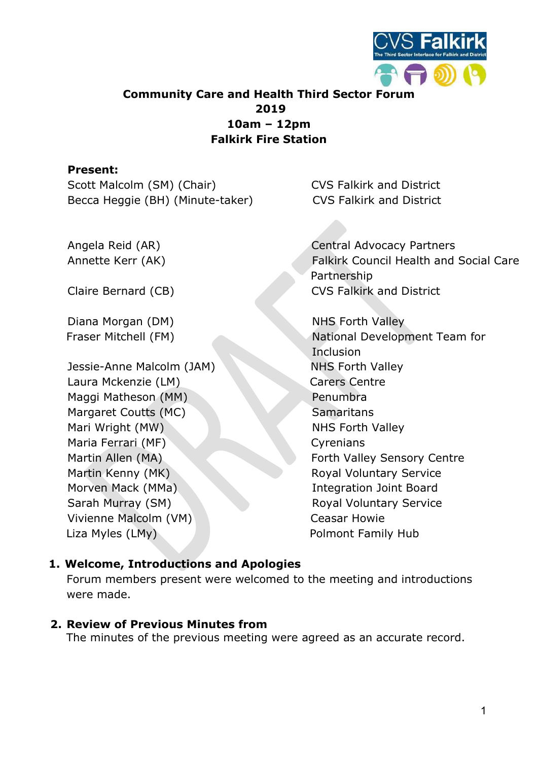# Community Care and Health Third Sector Forum
## 2019
## 10am – 12pm
## Falkirk Fire Station

**Present:**

| | |
|---|---|
| Scott Malcolm (SM) (Chair) | CVS Falkirk and District |
| Becca Heggie (BH) (Minute-taker) | CVS Falkirk and District |
| | |
| Angela Reid (AR) | Central Advocacy Partners |
| Annette Kerr (AK) | Falkirk Council Health and Social Care Partnership |
| Claire Bernard (CB) | CVS Falkirk and District |
| Diana Morgan (DM) | NHS Forth Valley |
| Fraser Mitchell (FM) | National Development Team for Inclusion |
| Jessie-Anne Malcolm (JAM) | NHS Forth Valley |
| Laura Mckenzie (LM) | Carers Centre |
| Maggi Matheson (MM) | Penumbra |
| Margaret Coutts (MC) | Samaritans |
| Mari Wright (MW) | NHS Forth Valley |
| Maria Ferrari (MF) | Cyrenians |
| Martin Allen (MA) | Forth Valley Sensory Centre |
| Martin Kenny (MK) | Royal Voluntary Service |
| Morven Mack (MMa) | Integration Joint Board |
| Sarah Murray (SM) | Royal Voluntary Service |
| Vivienne Malcolm (VM) | Ceasar Howie |
| Liza Myles (LMy) | Polmont Family Hub |

1. **Welcome, Introductions and Apologies**
   Forum members present were welcomed to the meeting and introductions were made.

2. **Review of Previous Minutes from**
   The minutes of the previous meeting were agreed as an accurate record.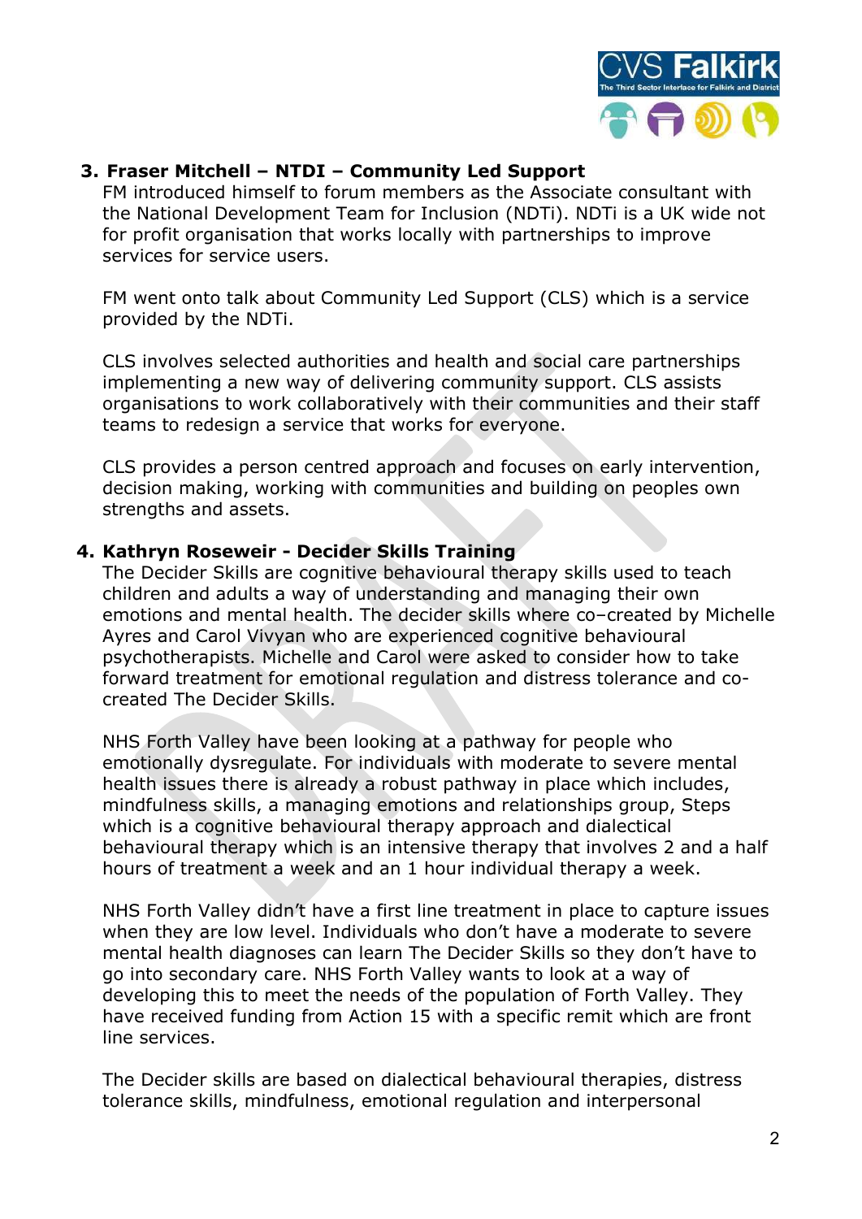3. **Fraser Mitchell – NTDI – Community Led Support**

   FM introduced himself to forum members as the Associate consultant with the National Development Team for Inclusion (NDTi). NDTi is a UK wide not for profit organisation that works locally with partnerships to improve services for service users.

   FM went onto talk about Community Led Support (CLS) which is a service provided by the NDTi.

   CLS involves selected authorities and health and social care partnerships implementing a new way of delivering community support. CLS assists organisations to work collaboratively with their communities and their staff teams to redesign a service that works for everyone.

   CLS provides a person centred approach and focuses on early intervention, decision making, working with communities and building on peoples own strengths and assets.

4. **Kathryn Roseweir - Decider Skills Training**

   The Decider Skills are cognitive behavioural therapy skills used to teach children and adults a way of understanding and managing their own emotions and mental health. The decider skills where co–created by Michelle Ayres and Carol Vivyan who are experienced cognitive behavioural psychotherapists. Michelle and Carol were asked to consider how to take forward treatment for emotional regulation and distress tolerance and co-created The Decider Skills.

   NHS Forth Valley have been looking at a pathway for people who emotionally dysregulate. For individuals with moderate to severe mental health issues there is already a robust pathway in place which includes, mindfulness skills, a managing emotions and relationships group, Steps which is a cognitive behavioural therapy approach and dialectical behavioural therapy which is an intensive therapy that involves 2 and a half hours of treatment a week and an 1 hour individual therapy a week.

   NHS Forth Valley didn't have a first line treatment in place to capture issues when they are low level. Individuals who don't have a moderate to severe mental health diagnoses can learn The Decider Skills so they don't have to go into secondary care. NHS Forth Valley wants to look at a way of developing this to meet the needs of the population of Forth Valley. They have received funding from Action 15 with a specific remit which are front line services.

   The Decider skills are based on dialectical behavioural therapies, distress tolerance skills, mindfulness, emotional regulation and interpersonal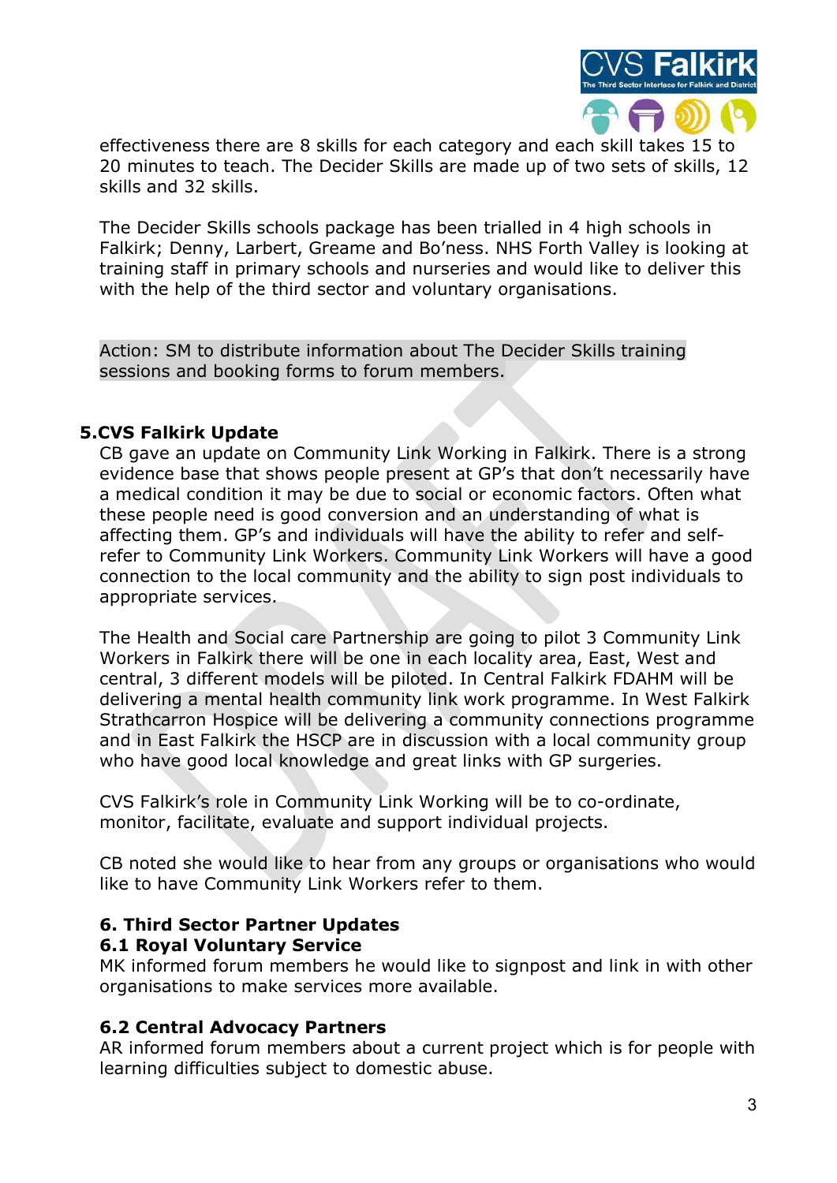effectiveness there are 8 skills for each category and each skill takes 15 to 20 minutes to teach. The Decider Skills are made up of two sets of skills, 12 skills and 32 skills.

The Decider Skills schools package has been trialled in 4 high schools in Falkirk; Denny, Larbert, Greame and Bo'ness. NHS Forth Valley is looking at training staff in primary schools and nurseries and would like to deliver this with the help of the third sector and voluntary organisations.

Action: SM to distribute information about The Decider Skills training sessions and booking forms to forum members.

## 5. CVS Falkirk Update

CB gave an update on Community Link Working in Falkirk. There is a strong evidence base that shows people present at GP's that don't necessarily have a medical condition it may be due to social or economic factors. Often what these people need is good conversion and an understanding of what is affecting them. GP's and individuals will have the ability to refer and self-refer to Community Link Workers. Community Link Workers will have a good connection to the local community and the ability to sign post individuals to appropriate services.

The Health and Social care Partnership are going to pilot 3 Community Link Workers in Falkirk there will be one in each locality area, East, West and central, 3 different models will be piloted. In Central Falkirk FDAHM will be delivering a mental health community link work programme. In West Falkirk Strathcarron Hospice will be delivering a community connections programme and in East Falkirk the HSCP are in discussion with a local community group who have good local knowledge and great links with GP surgeries.

CVS Falkirk's role in Community Link Working will be to co-ordinate, monitor, facilitate, evaluate and support individual projects.

CB noted she would like to hear from any groups or organisations who would like to have Community Link Workers refer to them.

## 6. Third Sector Partner Updates

### 6.1 Royal Voluntary Service

MK informed forum members he would like to signpost and link in with other organisations to make services more available.

### 6.2 Central Advocacy Partners

AR informed forum members about a current project which is for people with learning difficulties subject to domestic abuse.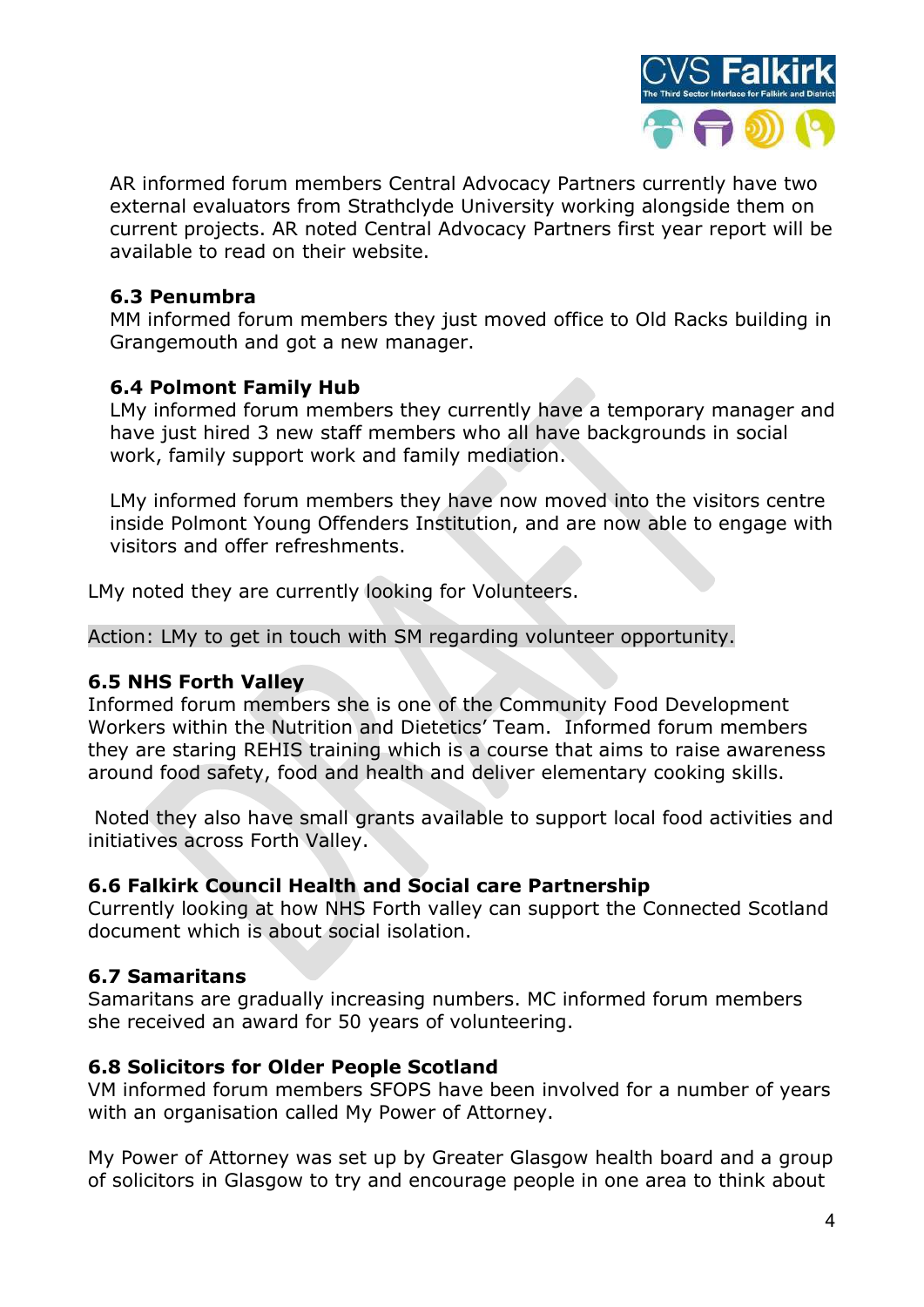AR informed forum members Central Advocacy Partners currently have two external evaluators from Strathclyde University working alongside them on current projects. AR noted Central Advocacy Partners first year report will be available to read on their website.

**6.3 Penumbra**

MM informed forum members they just moved office to Old Racks building in Grangemouth and got a new manager.

**6.4 Polmont Family Hub**

LMy informed forum members they currently have a temporary manager and have just hired 3 new staff members who all have backgrounds in social work, family support work and family mediation.

LMy informed forum members they have now moved into the visitors centre inside Polmont Young Offenders Institution, and are now able to engage with visitors and offer refreshments.

LMy noted they are currently looking for Volunteers.

Action: LMy to get in touch with SM regarding volunteer opportunity.

**6.5 NHS Forth Valley**

Informed forum members she is one of the Community Food Development Workers within the Nutrition and Dietetics' Team. Informed forum members they are staring REHIS training which is a course that aims to raise awareness around food safety, food and health and deliver elementary cooking skills.

Noted they also have small grants available to support local food activities and initiatives across Forth Valley.

**6.6 Falkirk Council Health and Social care Partnership**

Currently looking at how NHS Forth valley can support the Connected Scotland document which is about social isolation.

**6.7 Samaritans**

Samaritans are gradually increasing numbers. MC informed forum members she received an award for 50 years of volunteering.

**6.8 Solicitors for Older People Scotland**

VM informed forum members SFOPS have been involved for a number of years with an organisation called My Power of Attorney.

My Power of Attorney was set up by Greater Glasgow health board and a group of solicitors in Glasgow to try and encourage people in one area to think about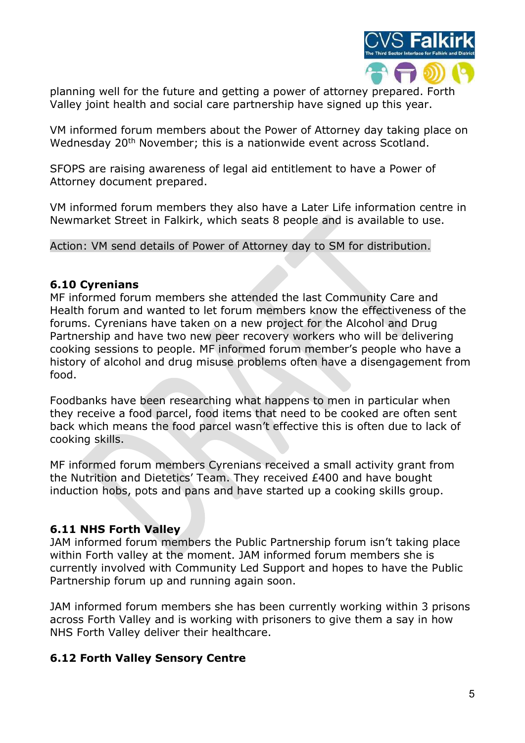planning well for the future and getting a power of attorney prepared. Forth Valley joint health and social care partnership have signed up this year.

VM informed forum members about the Power of Attorney day taking place on Wednesday 20th November; this is a nationwide event across Scotland.

SFOPS are raising awareness of legal aid entitlement to have a Power of Attorney document prepared.

VM informed forum members they also have a Later Life information centre in Newmarket Street in Falkirk, which seats 8 people and is available to use.

Action: VM send details of Power of Attorney day to SM for distribution.

### 6.10 Cyrenians

MF informed forum members she attended the last Community Care and Health forum and wanted to let forum members know the effectiveness of the forums. Cyrenians have taken on a new project for the Alcohol and Drug Partnership and have two new peer recovery workers who will be delivering cooking sessions to people. MF informed forum member's people who have a history of alcohol and drug misuse problems often have a disengagement from food.

Foodbanks have been researching what happens to men in particular when they receive a food parcel, food items that need to be cooked are often sent back which means the food parcel wasn't effective this is often due to lack of cooking skills.

MF informed forum members Cyrenians received a small activity grant from the Nutrition and Dietetics' Team. They received £400 and have bought induction hobs, pots and pans and have started up a cooking skills group.

### 6.11 NHS Forth Valley

JAM informed forum members the Public Partnership forum isn't taking place within Forth valley at the moment. JAM informed forum members she is currently involved with Community Led Support and hopes to have the Public Partnership forum up and running again soon.

JAM informed forum members she has been currently working within 3 prisons across Forth Valley and is working with prisoners to give them a say in how NHS Forth Valley deliver their healthcare.

### 6.12 Forth Valley Sensory Centre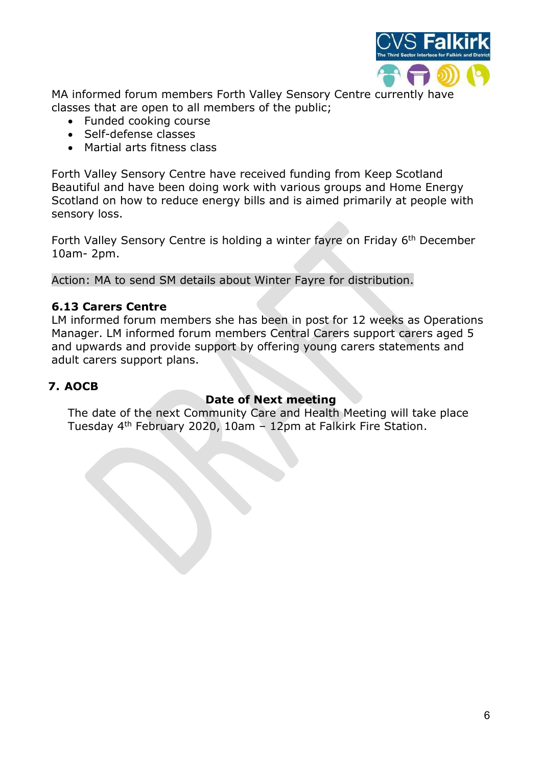MA informed forum members Forth Valley Sensory Centre currently have classes that are open to all members of the public;

- Funded cooking course
- Self-defense classes
- Martial arts fitness class

Forth Valley Sensory Centre have received funding from Keep Scotland Beautiful and have been doing work with various groups and Home Energy Scotland on how to reduce energy bills and is aimed primarily at people with sensory loss.

Forth Valley Sensory Centre is holding a winter fayre on Friday 6th December 10am- 2pm.

Action: MA to send SM details about Winter Fayre for distribution.

### 6.13 Carers Centre

LM informed forum members she has been in post for 12 weeks as Operations Manager. LM informed forum members Central Carers support carers aged 5 and upwards and provide support by offering young carers statements and adult carers support plans.

## 7. AOCB

**Date of Next meeting**

The date of the next Community Care and Health Meeting will take place Tuesday 4th February 2020, 10am – 12pm at Falkirk Fire Station.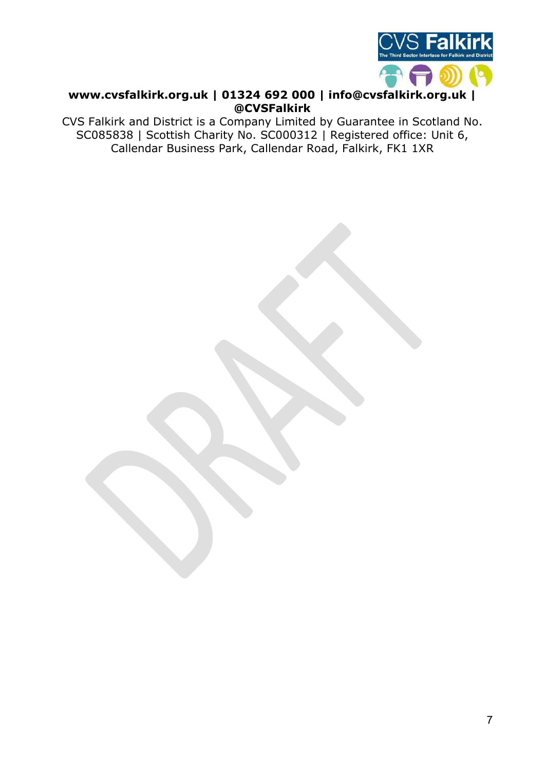**www.cvsfalkirk.org.uk | 01324 692 000 | info@cvsfalkirk.org.uk | @CVSFalkirk**

CVS Falkirk and District is a Company Limited by Guarantee in Scotland No. SC085838 | Scottish Charity No. SC000312 | Registered office: Unit 6, Callendar Business Park, Callendar Road, Falkirk, FK1 1XR